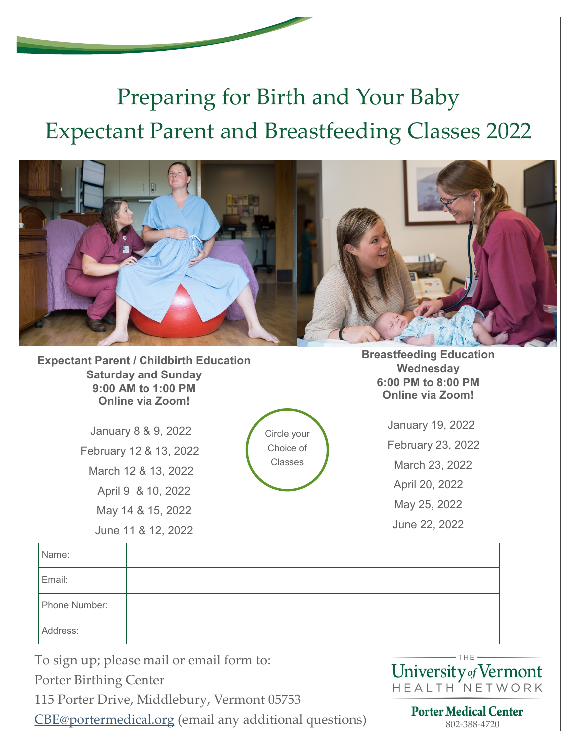# Preparing for Birth and Your Baby

# Expectant Parent and Breastfeeding Classes 2022

**Expectant Parent / Childbirth Education**
**Saturday and Sunday**
**9:00 AM to 1:00 PM**
**Online via Zoom!**

January 8 & 9, 2022

February 12 & 13, 2022

March 12 & 13, 2022

April 9 & 10, 2022

May 14 & 15, 2022

June 11 & 12, 2022

Circle your Choice of Classes

**Breastfeeding Education**
**Wednesday**
**6:00 PM to 8:00 PM**
**Online via Zoom!**

January 19, 2022

February 23, 2022

March 23, 2022

April 20, 2022

May 25, 2022

June 22, 2022

| Name: | |
|---|---|
| Email: | |
| Phone Number: | |
| Address: | |

To sign up; please mail or email form to:
Porter Birthing Center
115 Porter Drive, Middlebury, Vermont 05753
CBE@portermedical.org (email any additional questions)

THE University of Vermont HEALTH NETWORK

**Porter Medical Center**
802-388-4720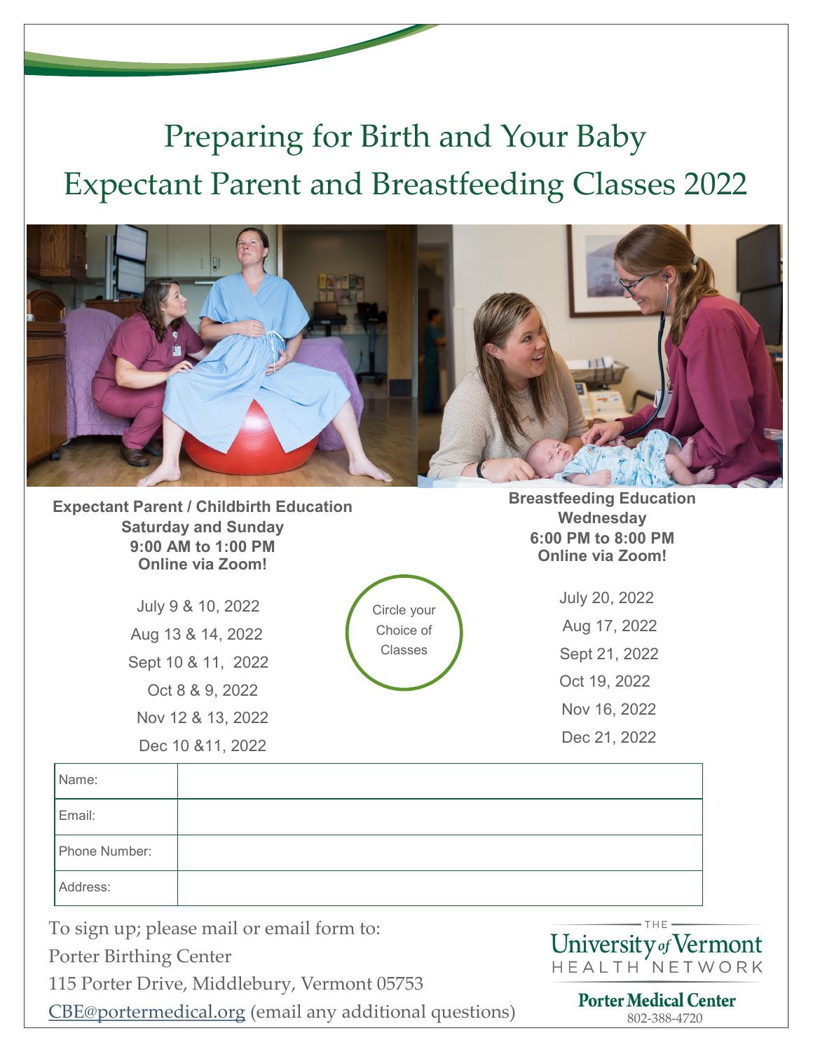# Preparing for Birth and Your Baby

# Expectant Parent and Breastfeeding Classes 2022

**Expectant Parent / Childbirth Education**
**Saturday and Sunday**
**9:00 AM to 1:00 PM**
**Online via Zoom!**

July 9 & 10, 2022

Aug 13 & 14, 2022

Sept 10 & 11, 2022

Oct 8 & 9, 2022

Nov 12 & 13, 2022

Dec 10 &11, 2022

Circle your Choice of Classes

**Breastfeeding Education**
**Wednesday**
**6:00 PM to 8:00 PM**
**Online via Zoom!**

July 20, 2022

Aug 17, 2022

Sept 21, 2022

Oct 19, 2022

Nov 16, 2022

Dec 21, 2022

| | |
|---|---|
| Name: | |
| Email: | |
| Phone Number: | |
| Address: | |

To sign up; please mail or email form to:

Porter Birthing Center

115 Porter Drive, Middlebury, Vermont 05753

CBE@portermedical.org (email any additional questions)

THE University of Vermont HEALTH NETWORK

Porter Medical Center

802-388-4720